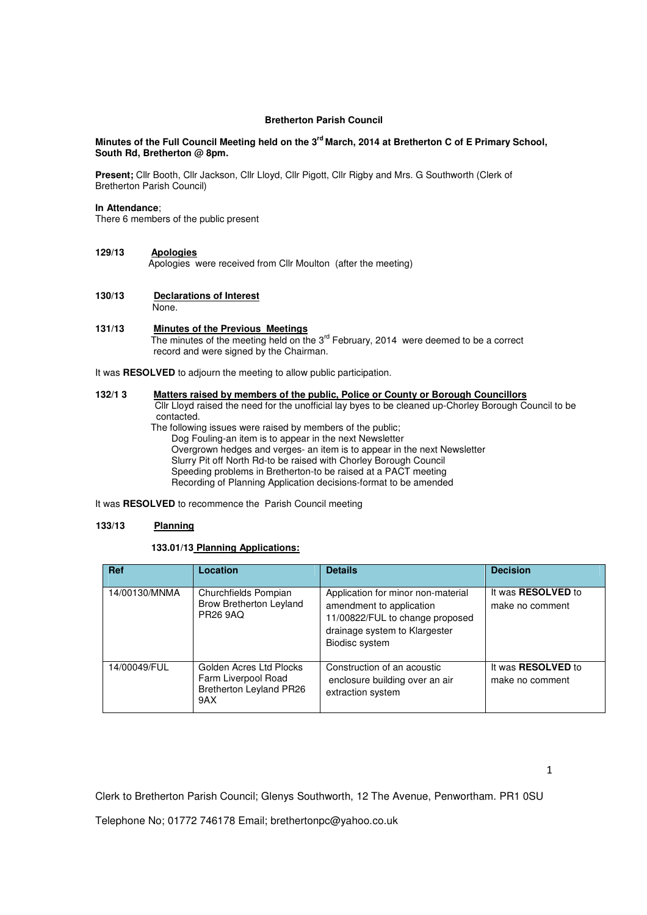**Bretherton Parish Council**

**Minutes of the Full Council Meeting held on the 3rd March, 2014 at Bretherton C of E Primary School, South Rd, Bretherton @ 8pm.**

**Present;** Cllr Booth, Cllr Jackson, Cllr Lloyd, Cllr Pigott, Cllr Rigby and Mrs. G Southworth (Clerk of Bretherton Parish Council)

**In Attendance**;
There 6 members of the public present

**129/13 Apologies**
Apologies were received from Cllr Moulton (after the meeting)

**130/13 Declarations of Interest**
None.

**131/13 Minutes of the Previous Meetings**
The minutes of the meeting held on the 3rd February, 2014 were deemed to be a correct record and were signed by the Chairman.

It was **RESOLVED** to adjourn the meeting to allow public participation.

**132/1 3 Matters raised by members of the public, Police or County or Borough Councillors**
Cllr Lloyd raised the need for the unofficial lay byes to be cleaned up-Chorley Borough Council to be contacted.
The following issues were raised by members of the public;
- Dog Fouling-an item is to appear in the next Newsletter
- Overgrown hedges and verges- an item is to appear in the next Newsletter
- Slurry Pit off North Rd-to be raised with Chorley Borough Council
- Speeding problems in Bretherton-to be raised at a PACT meeting
- Recording of Planning Application decisions-format to be amended

It was **RESOLVED** to recommence the Parish Council meeting

**133/13 Planning**

**133.01/13 Planning Applications:**

| Ref | Location | Details | Decision |
|---|---|---|---|
| 14/00130/MNMA | Churchfields Pompian Brow Bretherton Leyland PR26 9AQ | Application for minor non-material amendment to application 11/00822/FUL to change proposed drainage system to Klargester Biodisc system | It was **RESOLVED** to make no comment |
| 14/00049/FUL | Golden Acres Ltd Plocks Farm Liverpool Road Bretherton Leyland PR26 9AX | Construction of an acoustic enclosure building over an air extraction system | It was **RESOLVED** to make no comment |

Clerk to Bretherton Parish Council; Glenys Southworth, 12 The Avenue, Penwortham. PR1 0SU

Telephone No; 01772 746178 Email; brethertonpc@yahoo.co.uk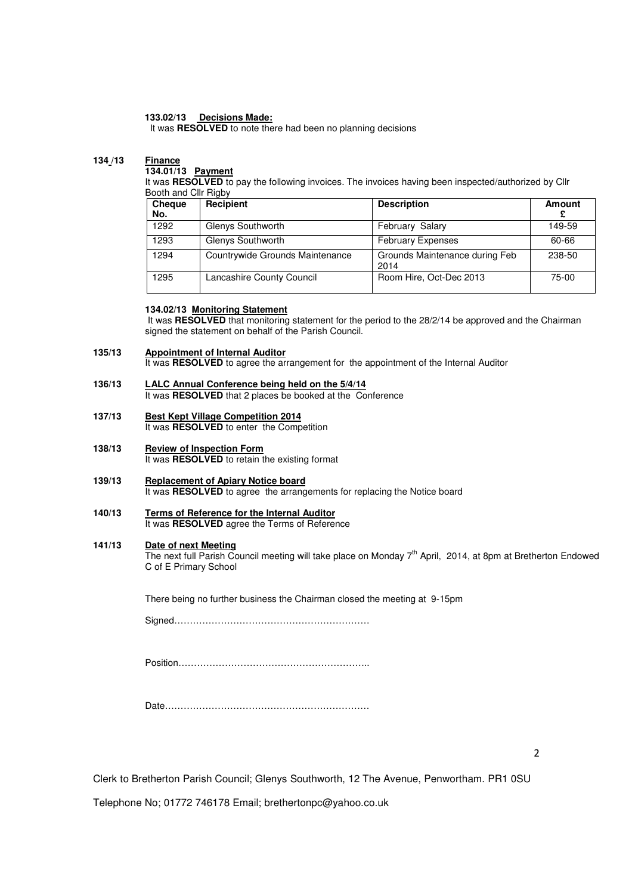**133.02/13 Decisions Made:**
It was **RESOLVED** to note there had been no planning decisions

**134 /13 Finance**

**134.01/13 Payment**
It was **RESOLVED** to pay the following invoices. The invoices having been inspected/authorized by Cllr Booth and Cllr Rigby

| Cheque No. | Recipient | Description | Amount £ |
|---|---|---|---|
| 1292 | Glenys Southworth | February Salary | 149-59 |
| 1293 | Glenys Southworth | February Expenses | 60-66 |
| 1294 | Countrywide Grounds Maintenance | Grounds Maintenance during Feb 2014 | 238-50 |
| 1295 | Lancashire County Council | Room Hire, Oct-Dec 2013 | 75-00 |

**134.02/13 Monitoring Statement**
It was **RESOLVED** that monitoring statement for the period to the 28/2/14 be approved and the Chairman signed the statement on behalf of the Parish Council.

**135/13 Appointment of Internal Auditor**
It was **RESOLVED** to agree the arrangement for the appointment of the Internal Auditor

**136/13 LALC Annual Conference being held on the 5/4/14**
It was **RESOLVED** that 2 places be booked at the Conference

**137/13 Best Kept Village Competition 2014**
It was **RESOLVED** to enter the Competition

**138/13 Review of Inspection Form**
It was **RESOLVED** to retain the existing format

**139/13 Replacement of Apiary Notice board**
It was **RESOLVED** to agree the arrangements for replacing the Notice board

**140/13 Terms of Reference for the Internal Auditor**
It was **RESOLVED** agree the Terms of Reference

**141/13 Date of next Meeting**
The next full Parish Council meeting will take place on Monday 7th April, 2014, at 8pm at Bretherton Endowed C of E Primary School

There being no further business the Chairman closed the meeting at 9-15pm

Signed……………………………………………………

Position……………………………………………………..

Date…………………………………………………………

Clerk to Bretherton Parish Council; Glenys Southworth, 12 The Avenue, Penwortham. PR1 0SU

Telephone No; 01772 746178 Email; brethertonpc@yahoo.co.uk